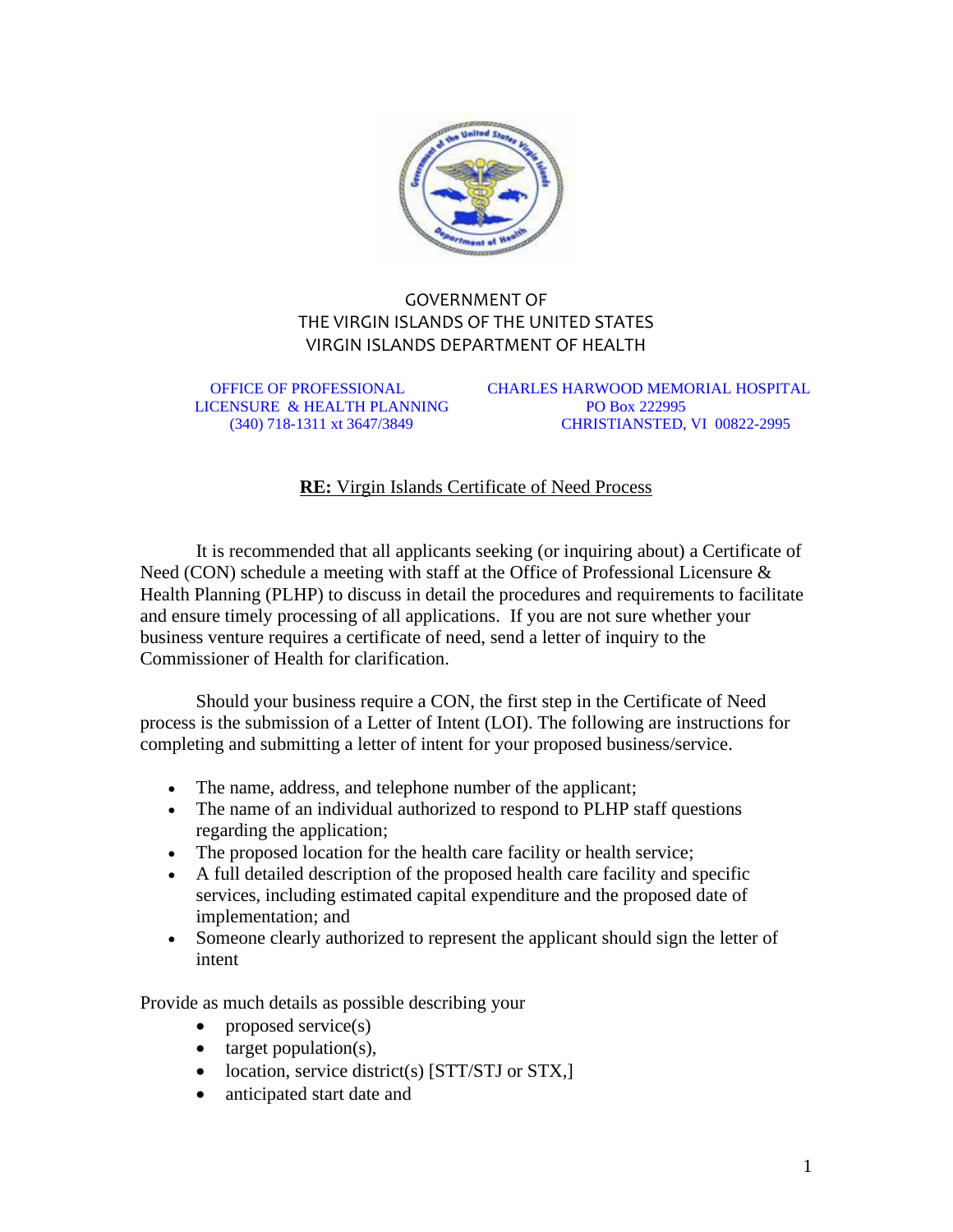GOVERNMENT OF
THE VIRGIN ISLANDS OF THE UNITED STATES
VIRGIN ISLANDS DEPARTMENT OF HEALTH

OFFICE OF PROFESSIONAL LICENSURE & HEALTH PLANNING
(340) 718-1311 xt 3647/3849

CHARLES HARWOOD MEMORIAL HOSPITAL
PO Box 222995
CHRISTIANSTED, VI 00822-2995

**RE:** Virgin Islands Certificate of Need Process

It is recommended that all applicants seeking (or inquiring about) a Certificate of Need (CON) schedule a meeting with staff at the Office of Professional Licensure & Health Planning (PLHP) to discuss in detail the procedures and requirements to facilitate and ensure timely processing of all applications. If you are not sure whether your business venture requires a certificate of need, send a letter of inquiry to the Commissioner of Health for clarification.

Should your business require a CON, the first step in the Certificate of Need process is the submission of a Letter of Intent (LOI). The following are instructions for completing and submitting a letter of intent for your proposed business/service.

- The name, address, and telephone number of the applicant;
- The name of an individual authorized to respond to PLHP staff questions regarding the application;
- The proposed location for the health care facility or health service;
- A full detailed description of the proposed health care facility and specific services, including estimated capital expenditure and the proposed date of implementation; and
- Someone clearly authorized to represent the applicant should sign the letter of intent

Provide as much details as possible describing your

- proposed service(s)
- target population(s),
- location, service district(s) [STT/STJ or STX,]
- anticipated start date and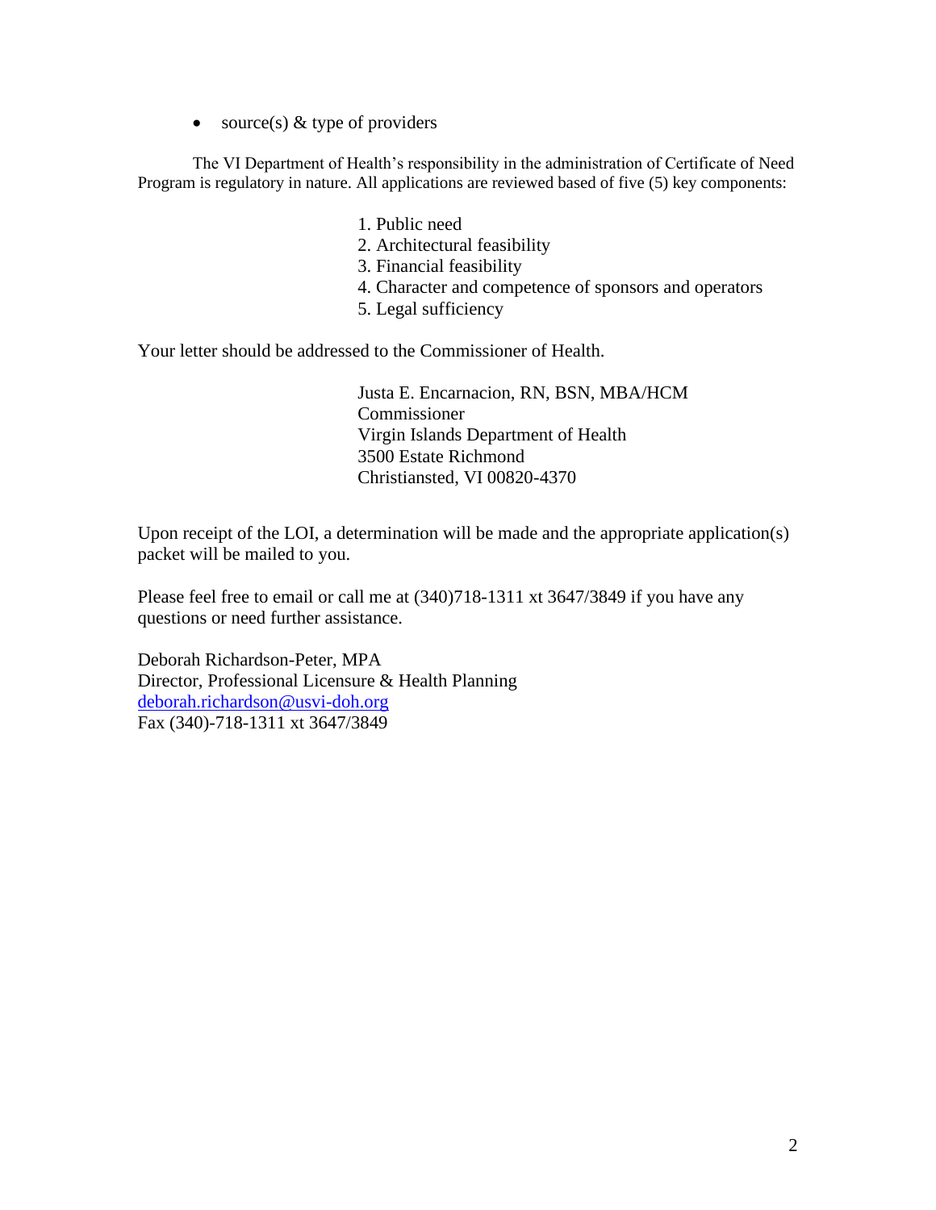- source(s) & type of providers

The VI Department of Health's responsibility in the administration of Certificate of Need Program is regulatory in nature. All applications are reviewed based of five (5) key components:

1. Public need
2. Architectural feasibility
3. Financial feasibility
4. Character and competence of sponsors and operators
5. Legal sufficiency

Your letter should be addressed to the Commissioner of Health.

Justa E. Encarnacion, RN, BSN, MBA/HCM
Commissioner
Virgin Islands Department of Health
3500 Estate Richmond
Christiansted, VI 00820-4370

Upon receipt of the LOI, a determination will be made and the appropriate application(s) packet will be mailed to you.

Please feel free to email or call me at (340)718-1311 xt 3647/3849 if you have any questions or need further assistance.

Deborah Richardson-Peter, MPA
Director, Professional Licensure & Health Planning
deborah.richardson@usvi-doh.org
Fax (340)-718-1311 xt 3647/3849